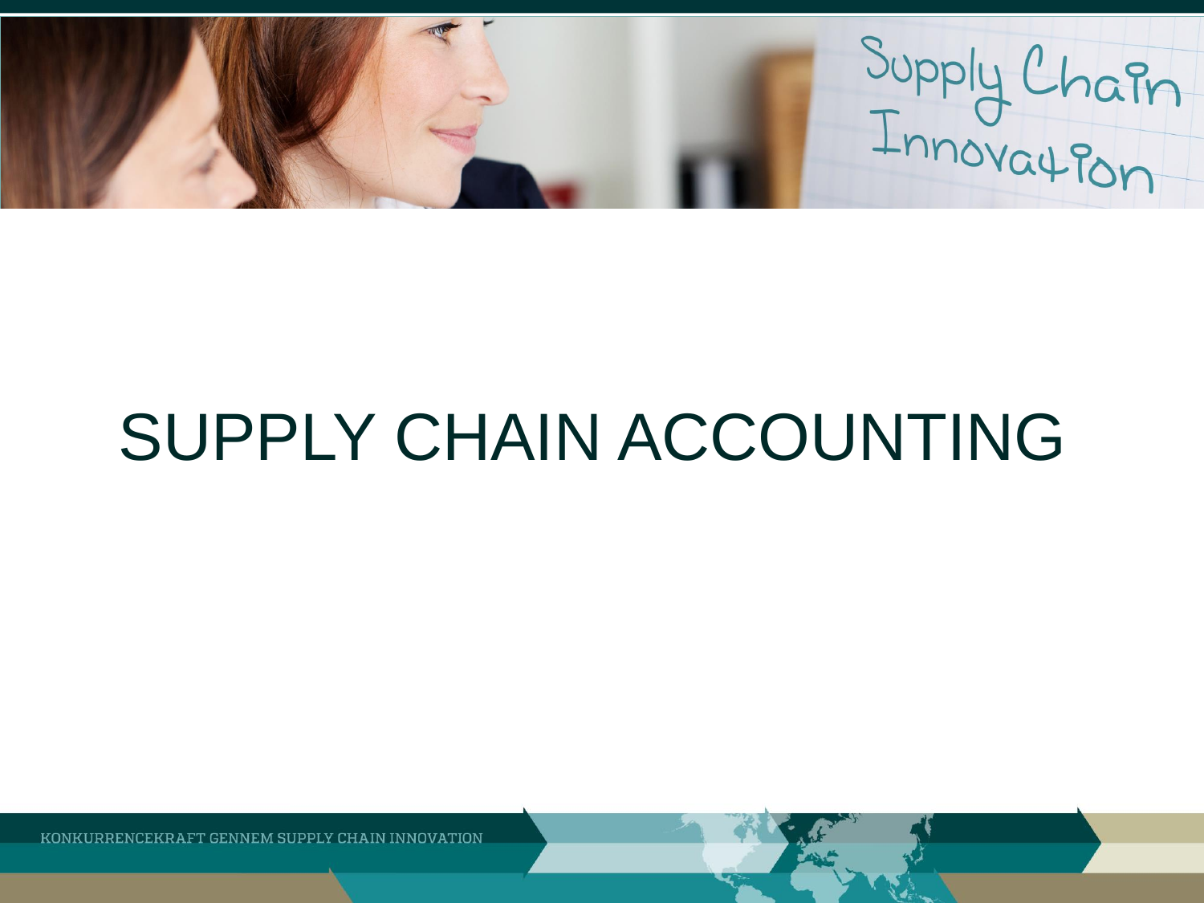# SUPPLY CHAIN ACCOUNTING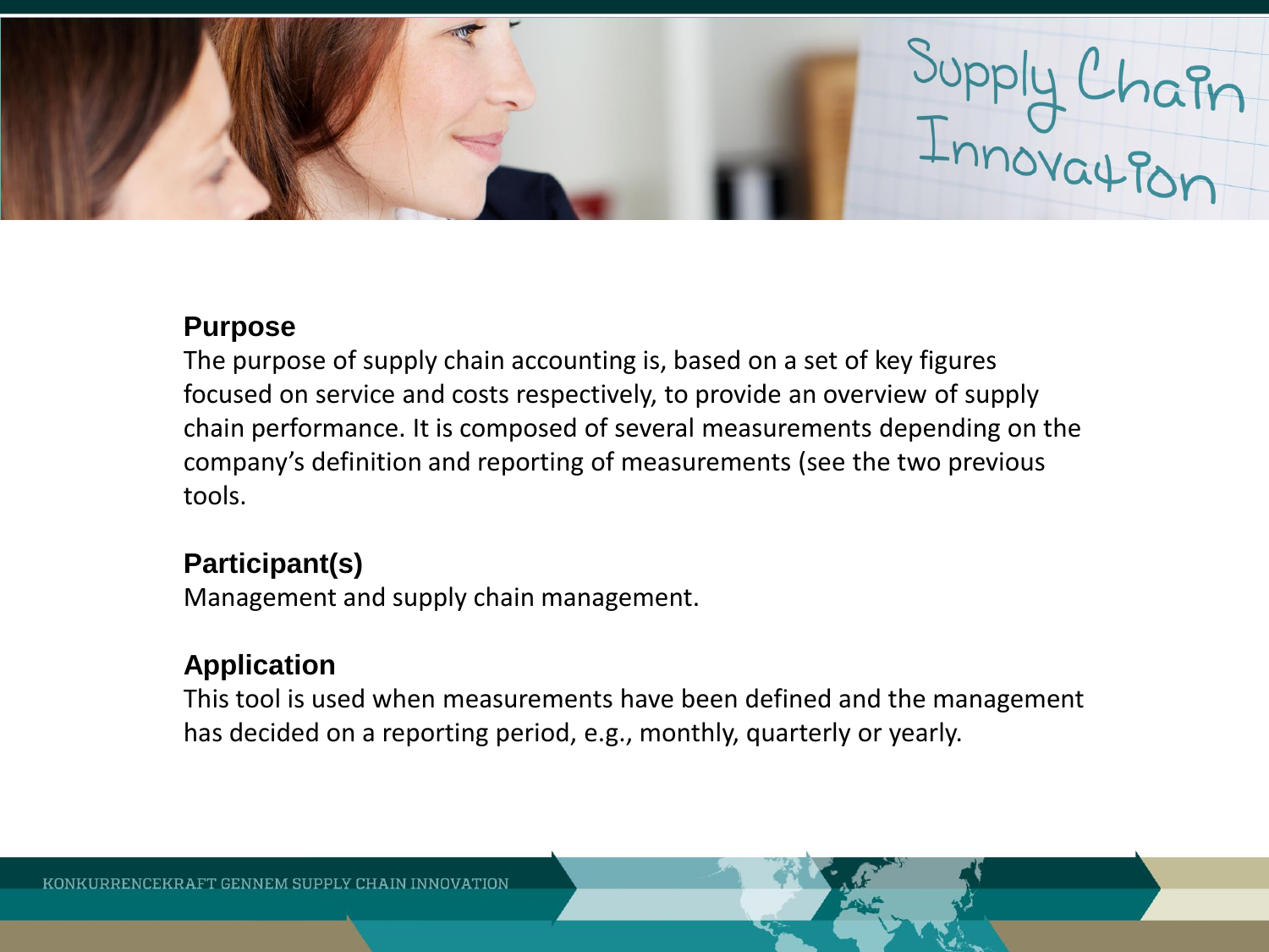## Purpose

The purpose of supply chain accounting is, based on a set of key figures focused on service and costs respectively, to provide an overview of supply chain performance. It is composed of several measurements depending on the company's definition and reporting of measurements (see the two previous tools.

## Participant(s)

Management and supply chain management.

## Application

This tool is used when measurements have been defined and the management has decided on a reporting period, e.g., monthly, quarterly or yearly.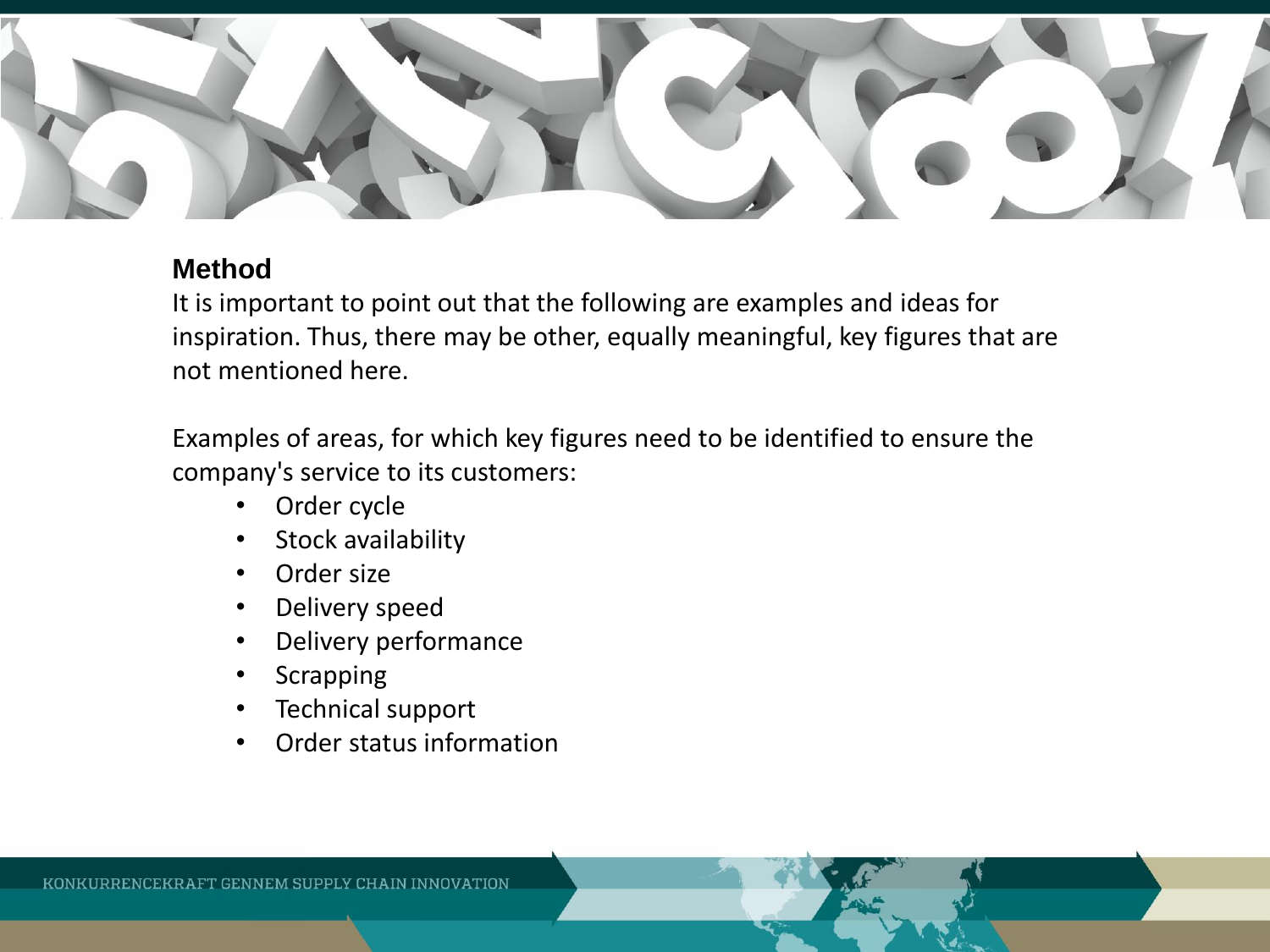## Method

It is important to point out that the following are examples and ideas for inspiration. Thus, there may be other, equally meaningful, key figures that are not mentioned here.

Examples of areas, for which key figures need to be identified to ensure the company's service to its customers:

- Order cycle
- Stock availability
- Order size
- Delivery speed
- Delivery performance
- Scrapping
- Technical support
- Order status information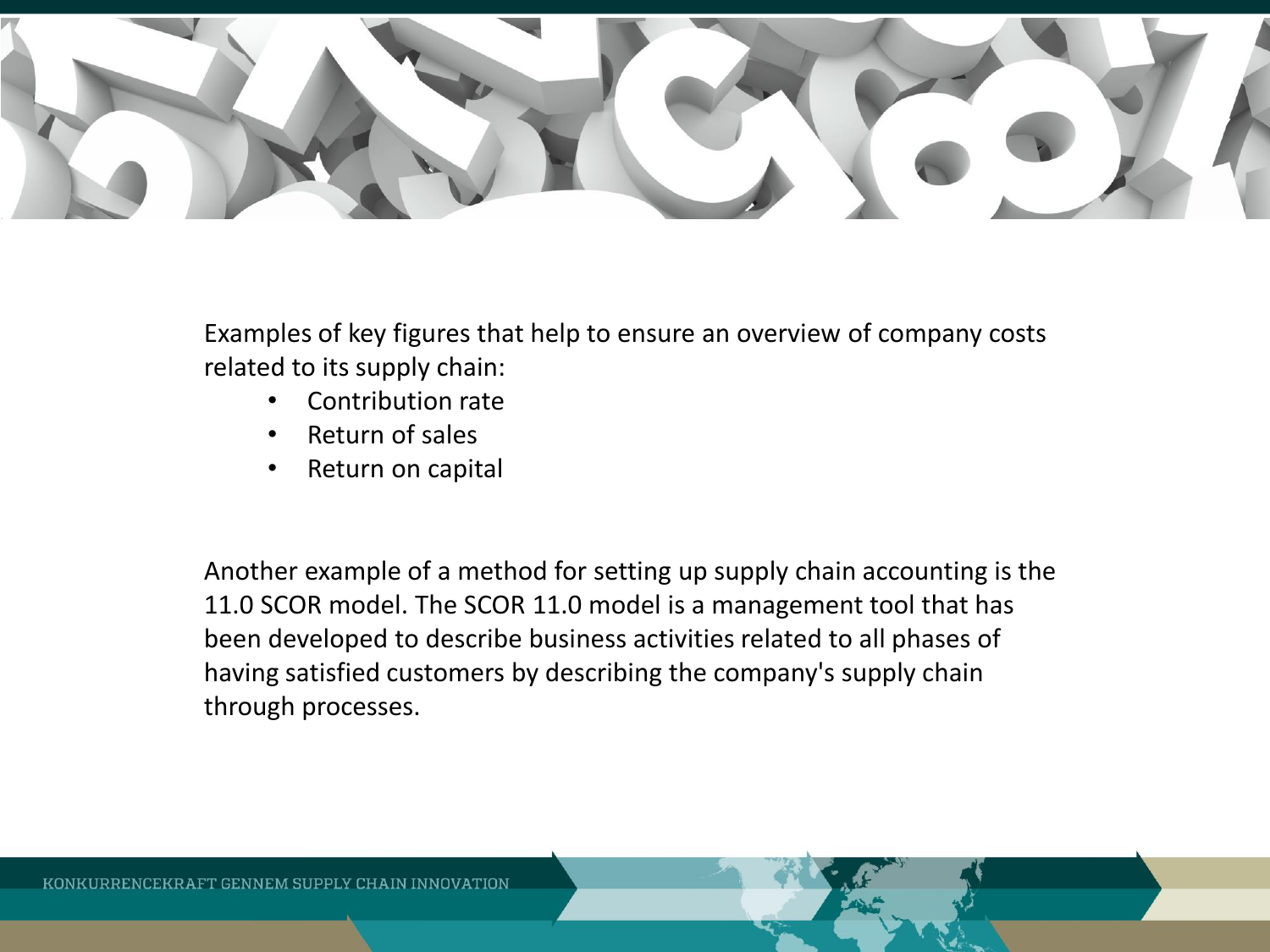Examples of key figures that help to ensure an overview of company costs related to its supply chain:

- Contribution rate
- Return of sales
- Return on capital

Another example of a method for setting up supply chain accounting is the 11.0 SCOR model. The SCOR 11.0 model is a management tool that has been developed to describe business activities related to all phases of having satisfied customers by describing the company's supply chain through processes.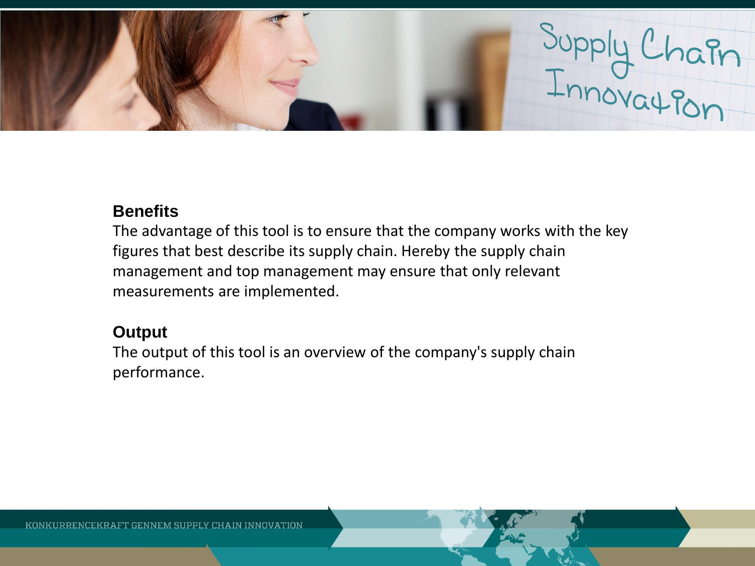## Benefits

The advantage of this tool is to ensure that the company works with the key figures that best describe its supply chain. Hereby the supply chain management and top management may ensure that only relevant measurements are implemented.

## Output

The output of this tool is an overview of the company's supply chain performance.